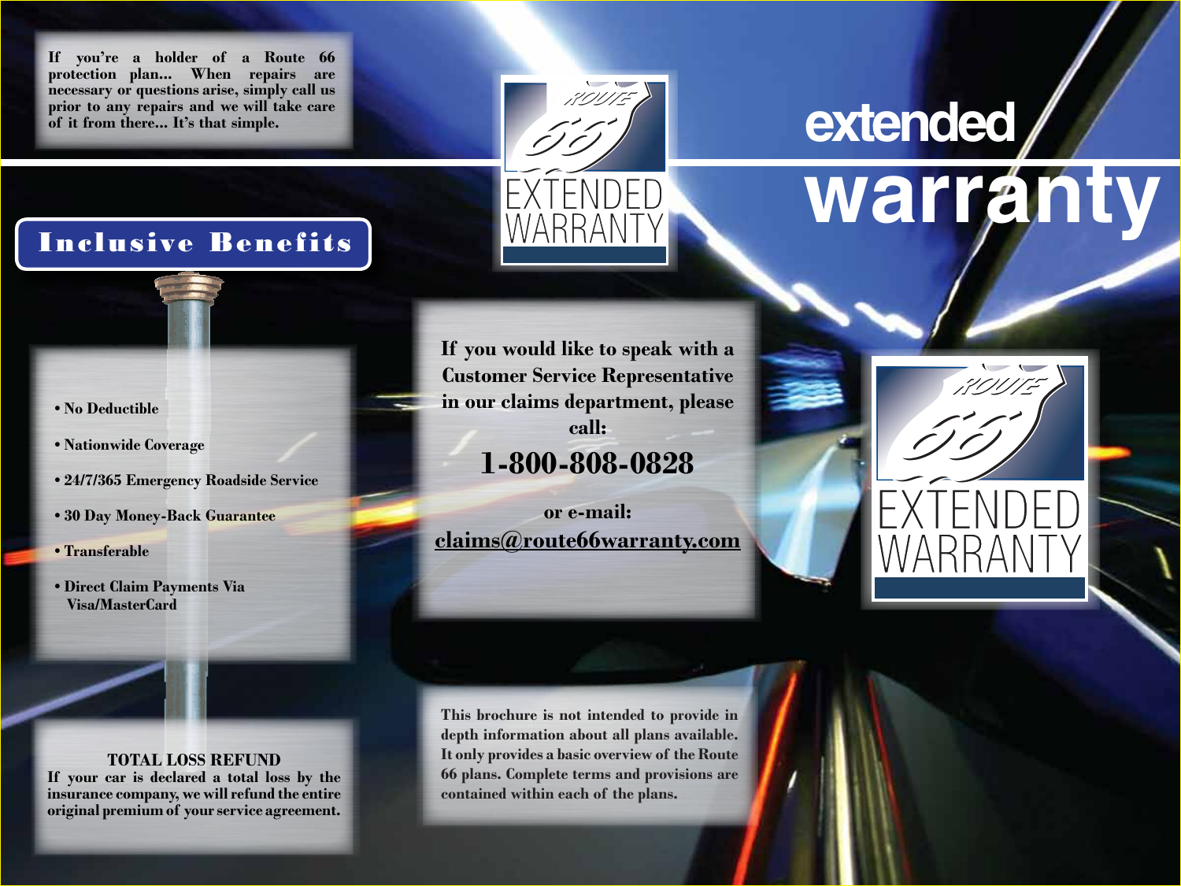If you're a holder of a Route 66 protection plan... When repairs are necessary or questions arise, simply call us prior to any repairs and we will take care of it from there... It's that simple.

## Inclusive Benefits

- No Deductible
- Nationwide Coverage
- 24/7/365 Emergency Roadside Service
- 30 Day Money-Back Guarantee
- Transferable
- Direct Claim Payments Via Visa/MasterCard

**TOTAL LOSS REFUND**
If your car is declared a total loss by the insurance company, we will refund the entire original premium of your service agreement.

ROUTE 66 EXTENDED WARRANTY

If you would like to speak with a Customer Service Representative in our claims department, please call:

**1-800-808-0828**

or e-mail:
claims@route66warranty.com

This brochure is not intended to provide in depth information about all plans available. It only provides a basic overview of the Route 66 plans. Complete terms and provisions are contained within each of the plans.

# extended warranty

ROUTE 66 EXTENDED WARRANTY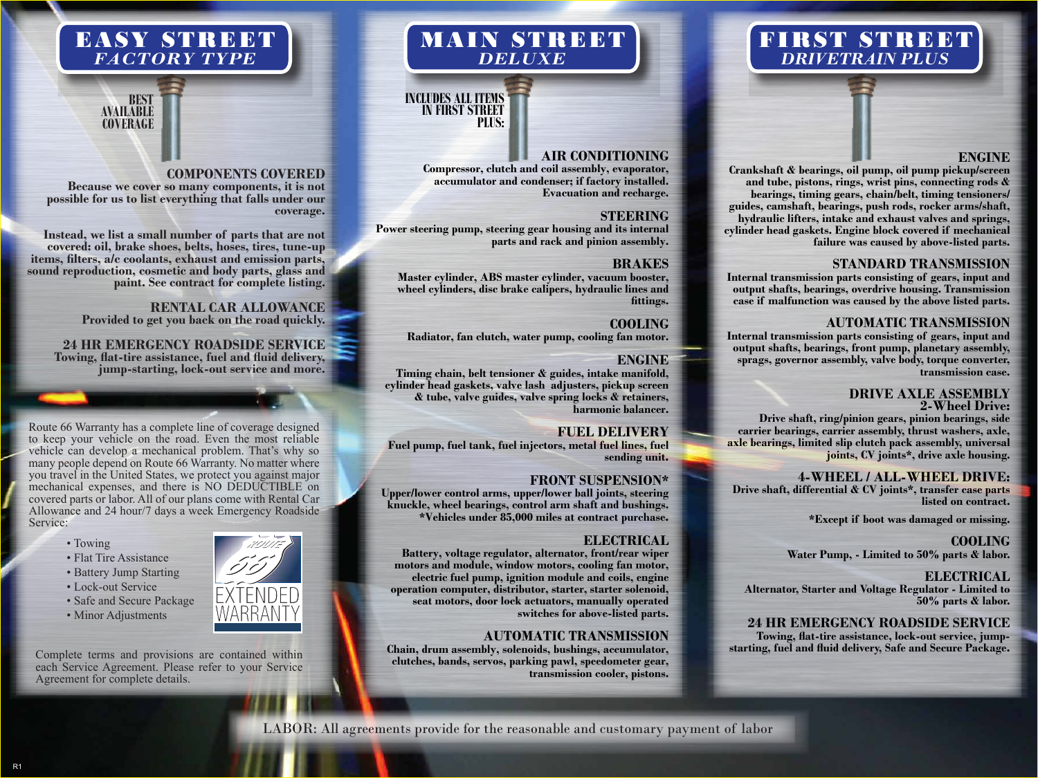# EASY STREET
## *FACTORY TYPE*

BEST AVAILABLE COVERAGE

### COMPONENTS COVERED

**Because we cover so many components, it is not possible for us to list everything that falls under our coverage.**

**Instead, we list a small number of parts that are not covered: oil, brake shoes, belts, hoses, tires, tune-up items, filters, a/c coolants, exhaust and emission parts, sound reproduction, cosmetic and body parts, glass and paint. See contract for complete listing.**

### RENTAL CAR ALLOWANCE

**Provided to get you back on the road quickly.**

### 24 HR EMERGENCY ROADSIDE SERVICE

**Towing, flat-tire assistance, fuel and fluid delivery, jump-starting, lock-out service and more.**

Route 66 Warranty has a complete line of coverage designed to keep your vehicle on the road. Even the most reliable vehicle can develop a mechanical problem. That's why so many people depend on Route 66 Warranty. No matter where you travel in the United States, we protect you against major mechanical expenses, and there is NO DEDUCTIBLE on covered parts or labor. All of our plans come with Rental Car Allowance and 24 hour/7 days a week Emergency Roadside Service:

- Towing
- Flat Tire Assistance
- Battery Jump Starting
- Lock-out Service
- Safe and Secure Package
- Minor Adjustments

ROUTE 66 EXTENDED WARRANTY

Complete terms and provisions are contained within each Service Agreement. Please refer to your Service Agreement for complete details.

# MAIN STREET
## *DELUXE*

INCLUDES ALL ITEMS IN FIRST STREET PLUS:

### AIR CONDITIONING

**Compressor, clutch and coil assembly, evaporator, accumulator and condenser; if factory installed. Evacuation and recharge.**

### STEERING

**Power steering pump, steering gear housing and its internal parts and rack and pinion assembly.**

### BRAKES

**Master cylinder, ABS master cylinder, vacuum booster, wheel cylinders, disc brake calipers, hydraulic lines and fittings.**

### COOLING

**Radiator, fan clutch, water pump, cooling fan motor.**

### ENGINE

**Timing chain, belt tensioner & guides, intake manifold, cylinder head gaskets, valve lash adjusters, pickup screen & tube, valve guides, valve spring locks & retainers, harmonic balancer.**

### FUEL DELIVERY

**Fuel pump, fuel tank, fuel injectors, metal fuel lines, fuel sending unit.**

### FRONT SUSPENSION*

**Upper/lower control arms, upper/lower ball joints, steering knuckle, wheel bearings, control arm shaft and bushings. *Vehicles under 85,000 miles at contract purchase.**

### ELECTRICAL

**Battery, voltage regulator, alternator, front/rear wiper motors and module, window motors, cooling fan motor, electric fuel pump, ignition module and coils, engine operation computer, distributor, starter, starter solenoid, seat motors, door lock actuators, manually operated switches for above-listed parts.**

### AUTOMATIC TRANSMISSION

**Chain, drum assembly, solenoids, bushings, accumulator, clutches, bands, servos, parking pawl, speedometer gear, transmission cooler, pistons.**

# FIRST STREET
## *DRIVETRAIN PLUS*

### ENGINE

**Crankshaft & bearings, oil pump, oil pump pickup/screen and tube, pistons, rings, wrist pins, connecting rods & bearings, timing gears, chain/belt, timing tensioners/ guides, camshaft, bearings, push rods, rocker arms/shaft, hydraulic lifters, intake and exhaust valves and springs, cylinder head gaskets. Engine block covered if mechanical failure was caused by above-listed parts.**

### STANDARD TRANSMISSION

**Internal transmission parts consisting of gears, input and output shafts, bearings, overdrive housing. Transmission case if malfunction was caused by the above listed parts.**

### AUTOMATIC TRANSMISSION

**Internal transmission parts consisting of gears, input and output shafts, bearings, front pump, planetary assembly, sprags, governor assembly, valve body, torque converter, transmission case.**

### DRIVE AXLE ASSEMBLY
### 2-Wheel Drive:

**Drive shaft, ring/pinion gears, pinion bearings, side carrier bearings, carrier assembly, thrust washers, axle, axle bearings, limited slip clutch pack assembly, universal joints, CV joints*, drive axle housing.**

### 4-WHEEL / ALL-WHEEL DRIVE:

**Drive shaft, differential & CV joints*, transfer case parts listed on contract.**

***Except if boot was damaged or missing.**

### COOLING

**Water Pump, - Limited to 50% parts & labor.**

### ELECTRICAL

**Alternator, Starter and Voltage Regulator - Limited to 50% parts & labor.**

### 24 HR EMERGENCY ROADSIDE SERVICE

**Towing, flat-tire assistance, lock-out service, jump-starting, fuel and fluid delivery, Safe and Secure Package.**

LABOR: All agreements provide for the reasonable and customary payment of labor

R1